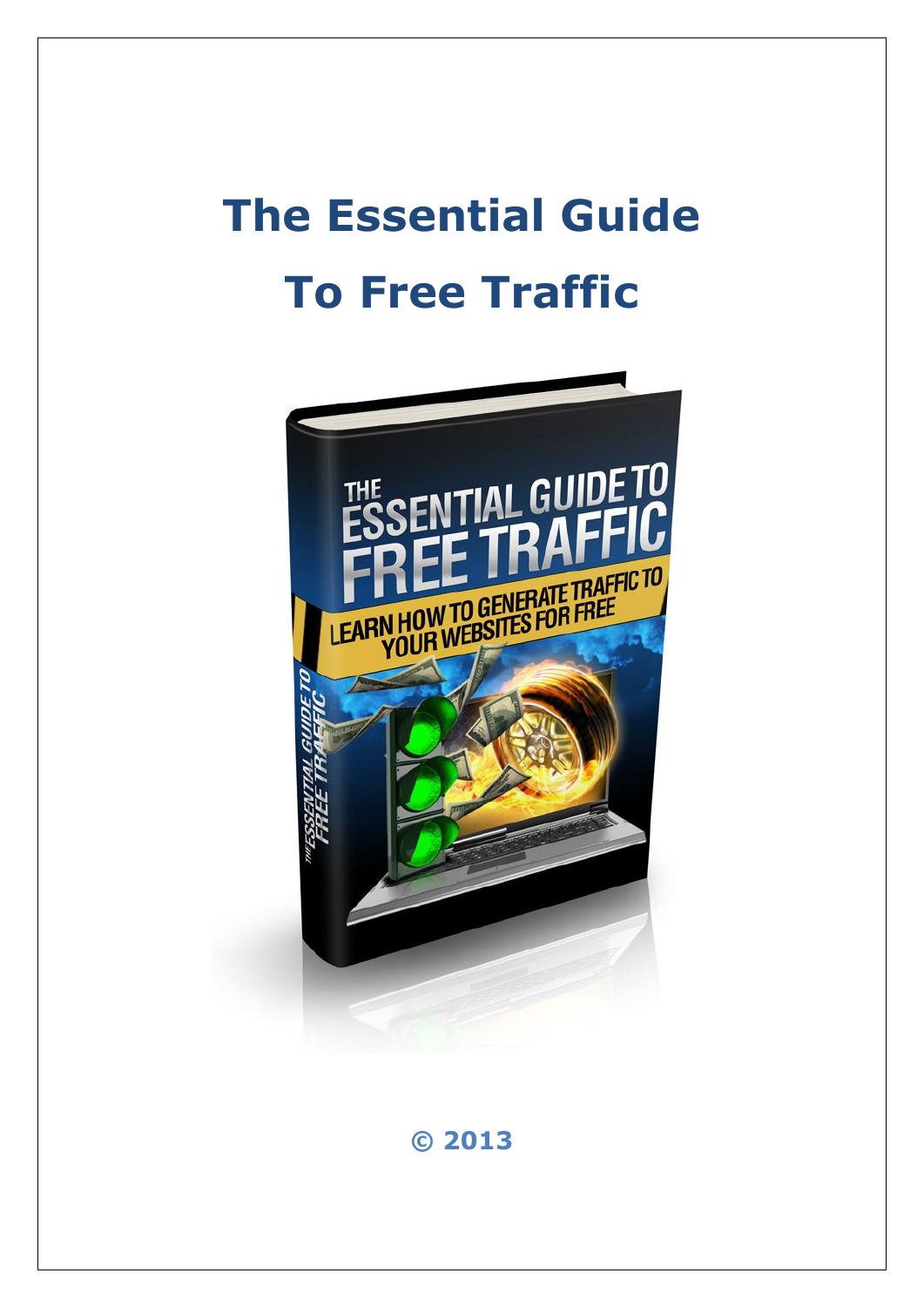# The Essential Guide To Free Traffic

© 2013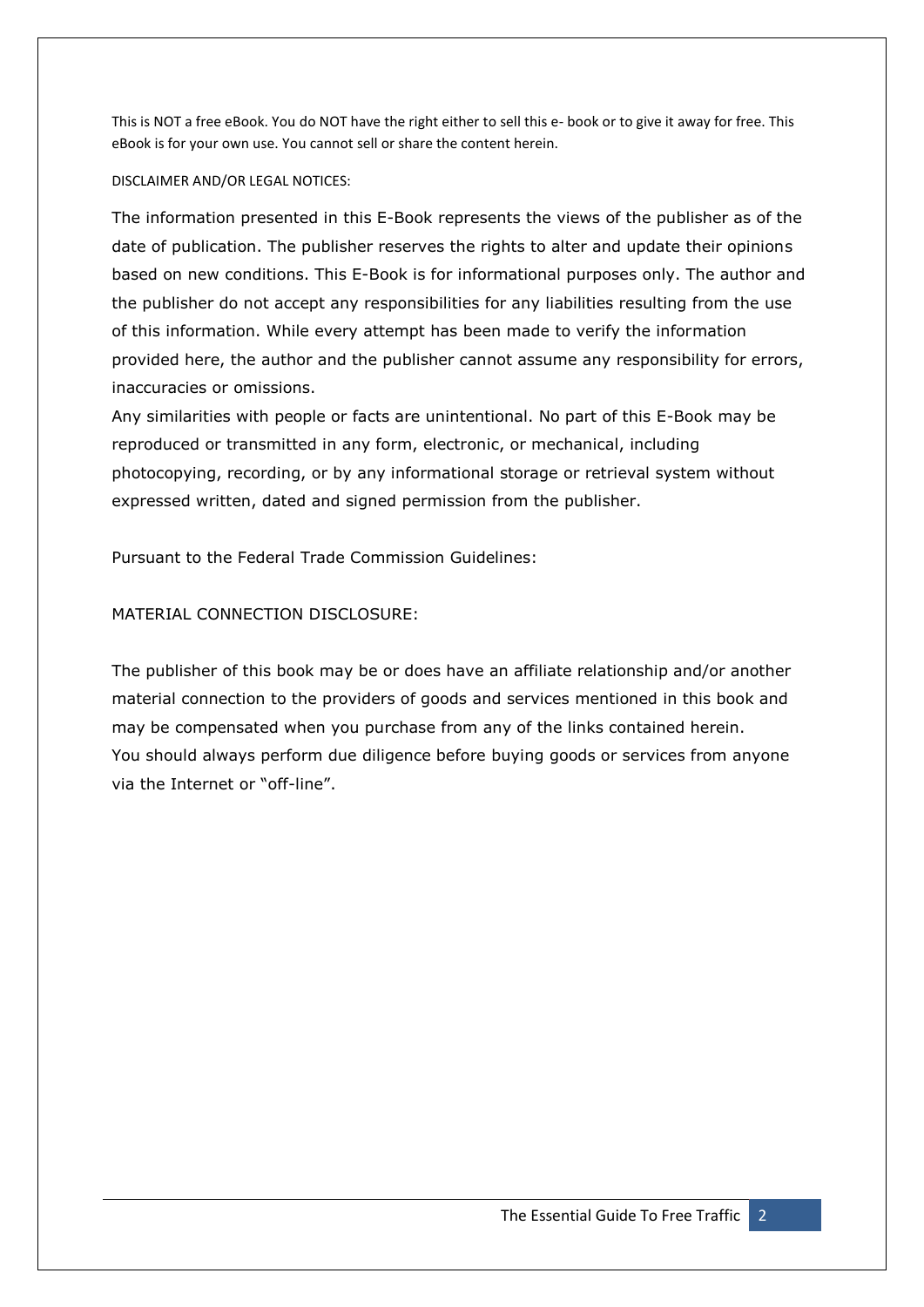This is NOT a free eBook. You do NOT have the right either to sell this e- book or to give it away for free. This eBook is for your own use. You cannot sell or share the content herein.

DISCLAIMER AND/OR LEGAL NOTICES:

The information presented in this E-Book represents the views of the publisher as of the date of publication. The publisher reserves the rights to alter and update their opinions based on new conditions. This E-Book is for informational purposes only. The author and the publisher do not accept any responsibilities for any liabilities resulting from the use of this information. While every attempt has been made to verify the information provided here, the author and the publisher cannot assume any responsibility for errors, inaccuracies or omissions.

Any similarities with people or facts are unintentional. No part of this E-Book may be reproduced or transmitted in any form, electronic, or mechanical, including photocopying, recording, or by any informational storage or retrieval system without expressed written, dated and signed permission from the publisher.

Pursuant to the Federal Trade Commission Guidelines:

MATERIAL CONNECTION DISCLOSURE:

The publisher of this book may be or does have an affiliate relationship and/or another material connection to the providers of goods and services mentioned in this book and may be compensated when you purchase from any of the links contained herein. You should always perform due diligence before buying goods or services from anyone via the Internet or "off-line".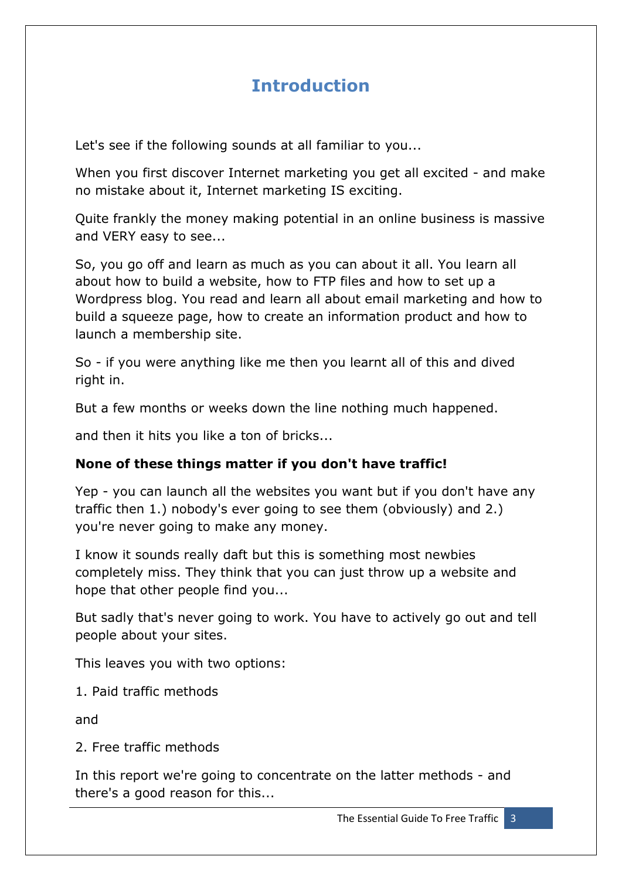# Introduction

Let's see if the following sounds at all familiar to you...

When you first discover Internet marketing you get all excited - and make no mistake about it, Internet marketing IS exciting.

Quite frankly the money making potential in an online business is massive and VERY easy to see...

So, you go off and learn as much as you can about it all. You learn all about how to build a website, how to FTP files and how to set up a Wordpress blog. You read and learn all about email marketing and how to build a squeeze page, how to create an information product and how to launch a membership site.

So - if you were anything like me then you learnt all of this and dived right in.

But a few months or weeks down the line nothing much happened.

and then it hits you like a ton of bricks...

**None of these things matter if you don't have traffic!**

Yep - you can launch all the websites you want but if you don't have any traffic then 1.) nobody's ever going to see them (obviously) and 2.) you're never going to make any money.

I know it sounds really daft but this is something most newbies completely miss. They think that you can just throw up a website and hope that other people find you...

But sadly that's never going to work. You have to actively go out and tell people about your sites.

This leaves you with two options:

1. Paid traffic methods

and

2. Free traffic methods

In this report we're going to concentrate on the latter methods - and there's a good reason for this...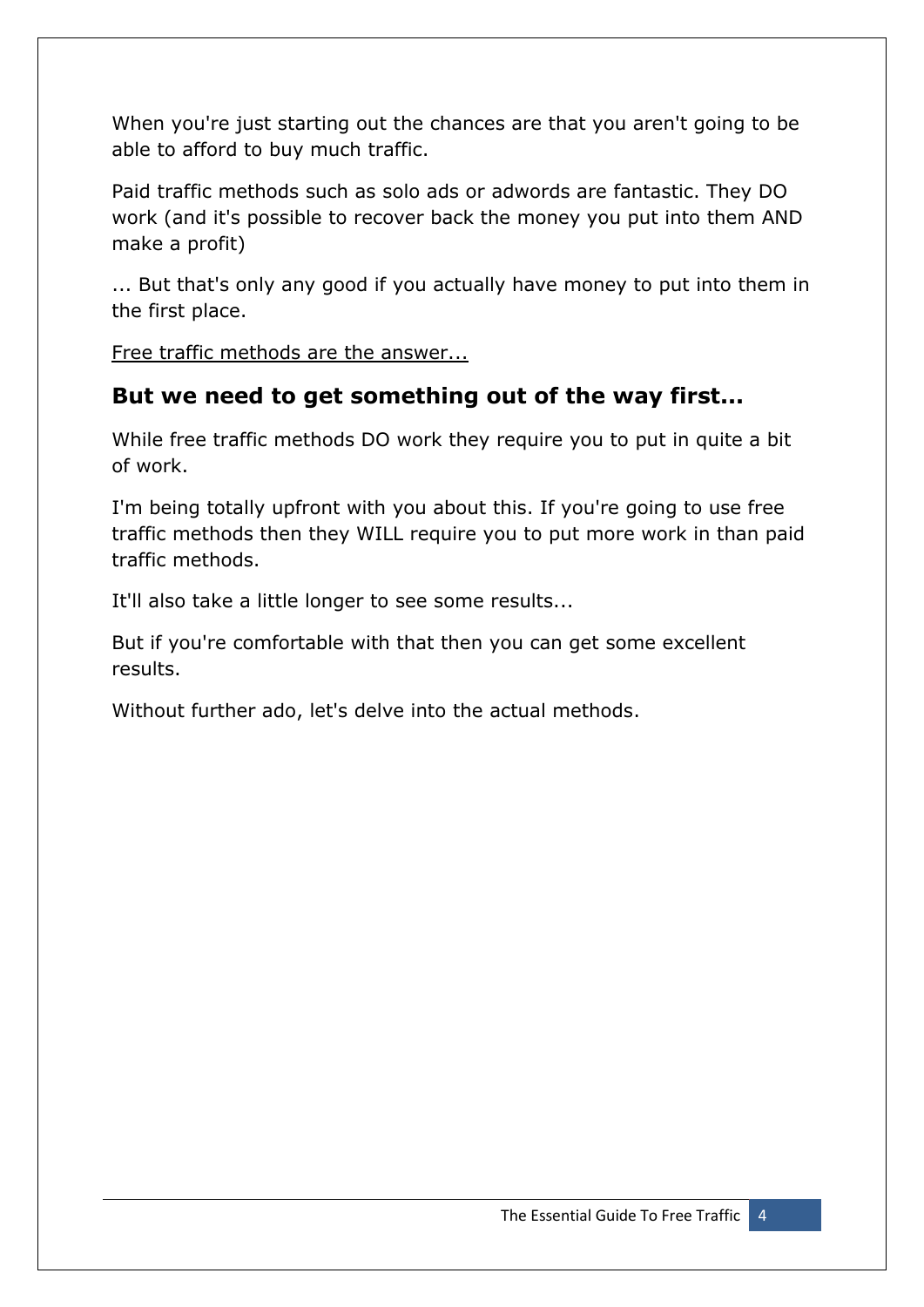When you're just starting out the chances are that you aren't going to be able to afford to buy much traffic.

Paid traffic methods such as solo ads or adwords are fantastic. They DO work (and it's possible to recover back the money you put into them AND make a profit)

... But that's only any good if you actually have money to put into them in the first place.

<u>Free traffic methods are the answer...</u>

## But we need to get something out of the way first...

While free traffic methods DO work they require you to put in quite a bit of work.

I'm being totally upfront with you about this. If you're going to use free traffic methods then they WILL require you to put more work in than paid traffic methods.

It'll also take a little longer to see some results...

But if you're comfortable with that then you can get some excellent results.

Without further ado, let's delve into the actual methods.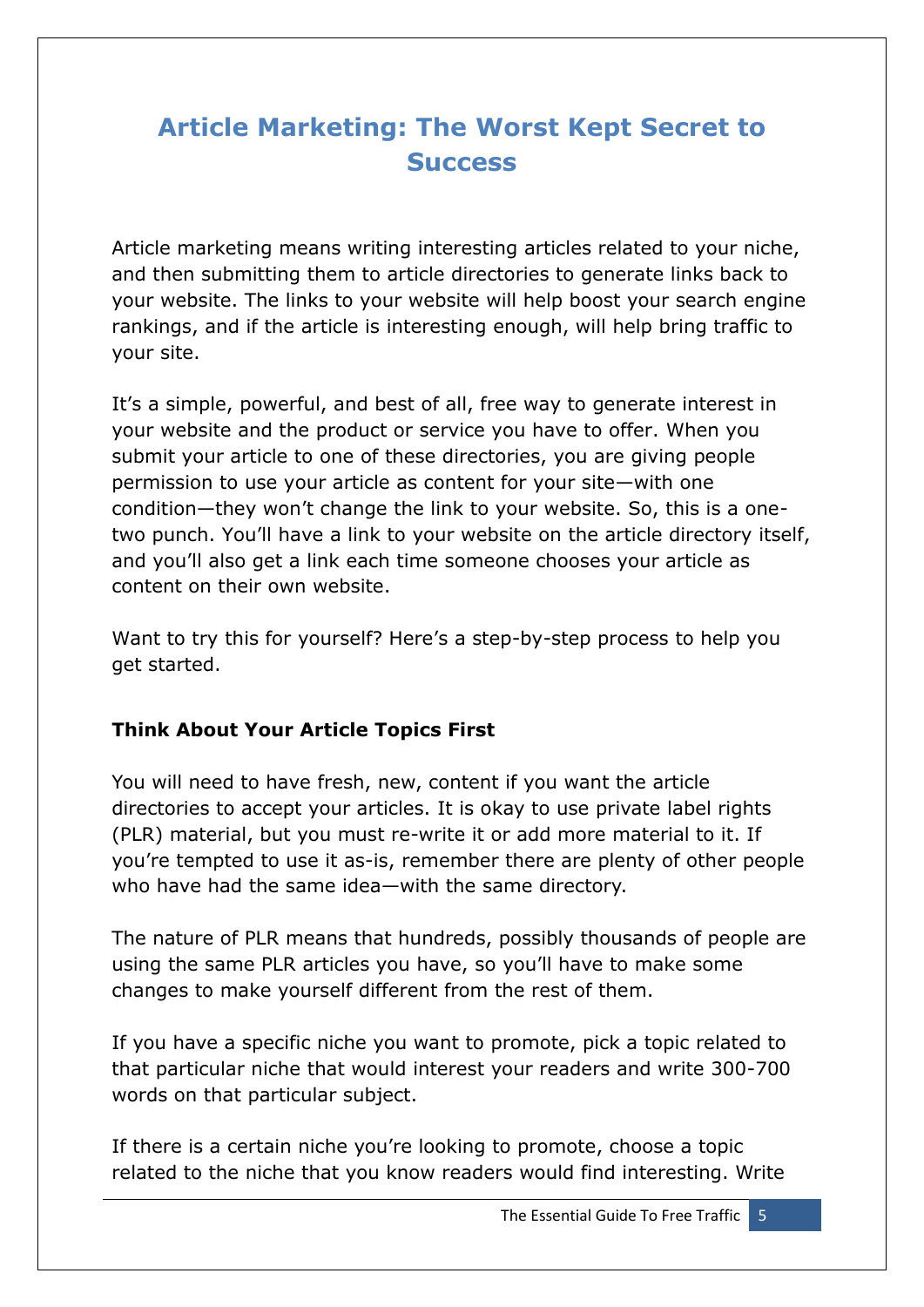# Article Marketing: The Worst Kept Secret to Success

Article marketing means writing interesting articles related to your niche, and then submitting them to article directories to generate links back to your website. The links to your website will help boost your search engine rankings, and if the article is interesting enough, will help bring traffic to your site.

It's a simple, powerful, and best of all, free way to generate interest in your website and the product or service you have to offer. When you submit your article to one of these directories, you are giving people permission to use your article as content for your site—with one condition—they won't change the link to your website. So, this is a one-two punch. You'll have a link to your website on the article directory itself, and you'll also get a link each time someone chooses your article as content on their own website.

Want to try this for yourself? Here's a step-by-step process to help you get started.

**Think About Your Article Topics First**

You will need to have fresh, new, content if you want the article directories to accept your articles. It is okay to use private label rights (PLR) material, but you must re-write it or add more material to it. If you're tempted to use it as-is, remember there are plenty of other people who have had the same idea—with the same directory.

The nature of PLR means that hundreds, possibly thousands of people are using the same PLR articles you have, so you'll have to make some changes to make yourself different from the rest of them.

If you have a specific niche you want to promote, pick a topic related to that particular niche that would interest your readers and write 300-700 words on that particular subject.

If there is a certain niche you're looking to promote, choose a topic related to the niche that you know readers would find interesting. Write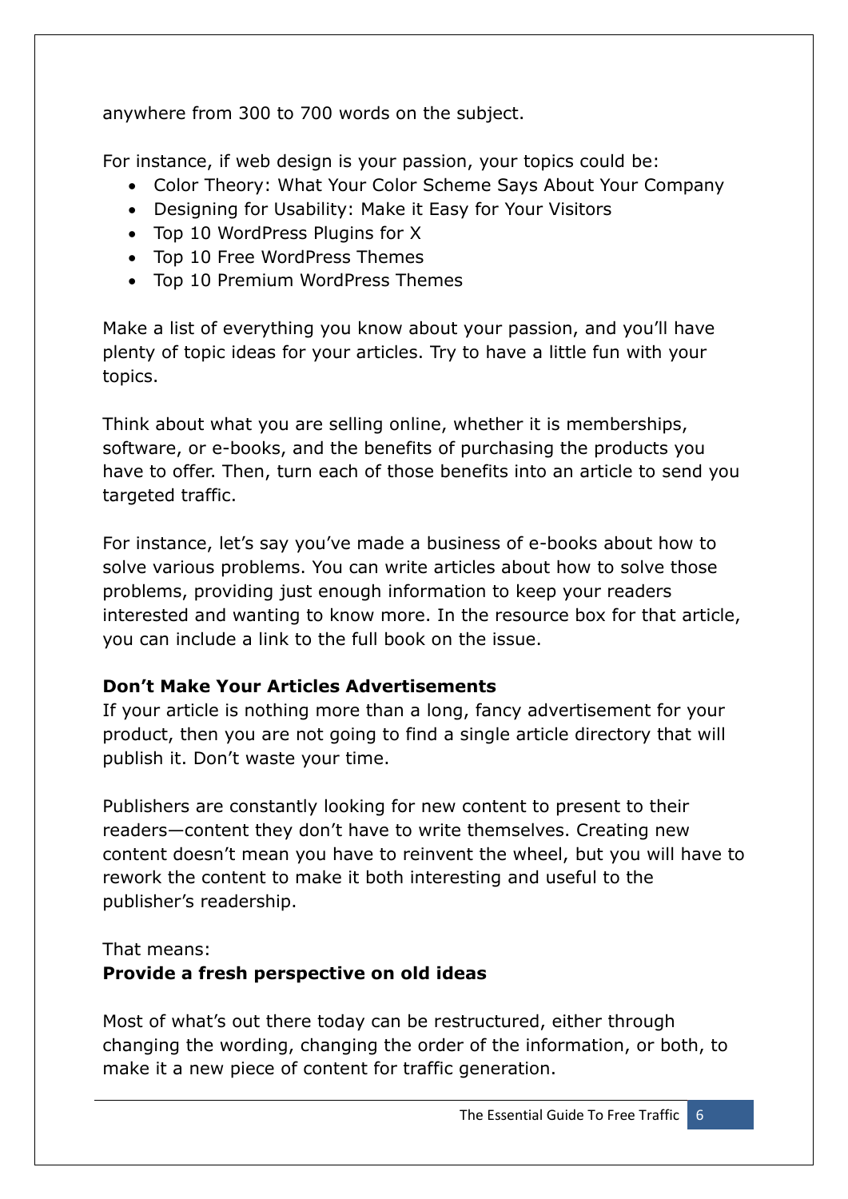anywhere from 300 to 700 words on the subject.

For instance, if web design is your passion, your topics could be:

- Color Theory: What Your Color Scheme Says About Your Company
- Designing for Usability: Make it Easy for Your Visitors
- Top 10 WordPress Plugins for X
- Top 10 Free WordPress Themes
- Top 10 Premium WordPress Themes

Make a list of everything you know about your passion, and you'll have plenty of topic ideas for your articles. Try to have a little fun with your topics.

Think about what you are selling online, whether it is memberships, software, or e-books, and the benefits of purchasing the products you have to offer. Then, turn each of those benefits into an article to send you targeted traffic.

For instance, let's say you've made a business of e-books about how to solve various problems. You can write articles about how to solve those problems, providing just enough information to keep your readers interested and wanting to know more. In the resource box for that article, you can include a link to the full book on the issue.

**Don't Make Your Articles Advertisements**

If your article is nothing more than a long, fancy advertisement for your product, then you are not going to find a single article directory that will publish it. Don't waste your time.

Publishers are constantly looking for new content to present to their readers—content they don't have to write themselves. Creating new content doesn't mean you have to reinvent the wheel, but you will have to rework the content to make it both interesting and useful to the publisher's readership.

That means:

**Provide a fresh perspective on old ideas**

Most of what's out there today can be restructured, either through changing the wording, changing the order of the information, or both, to make it a new piece of content for traffic generation.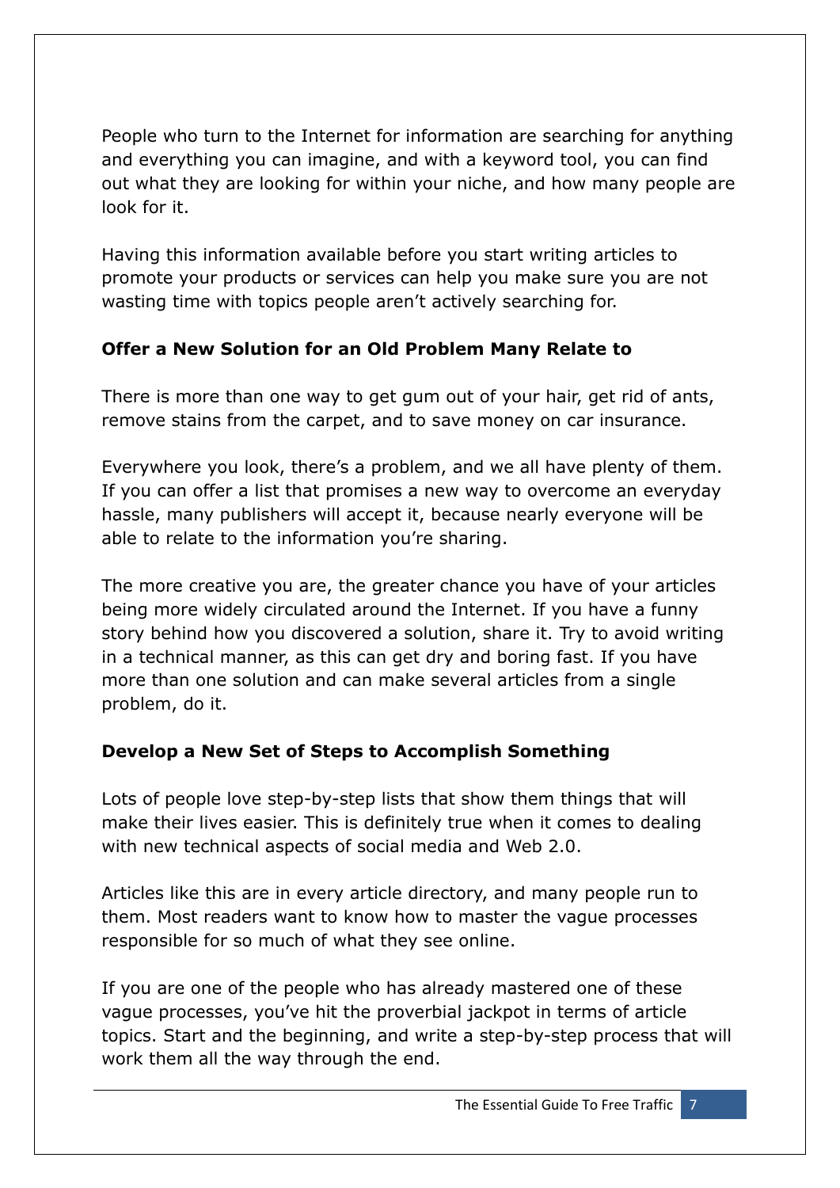People who turn to the Internet for information are searching for anything and everything you can imagine, and with a keyword tool, you can find out what they are looking for within your niche, and how many people are look for it.

Having this information available before you start writing articles to promote your products or services can help you make sure you are not wasting time with topics people aren't actively searching for.

**Offer a New Solution for an Old Problem Many Relate to**

There is more than one way to get gum out of your hair, get rid of ants, remove stains from the carpet, and to save money on car insurance.

Everywhere you look, there's a problem, and we all have plenty of them. If you can offer a list that promises a new way to overcome an everyday hassle, many publishers will accept it, because nearly everyone will be able to relate to the information you're sharing.

The more creative you are, the greater chance you have of your articles being more widely circulated around the Internet. If you have a funny story behind how you discovered a solution, share it. Try to avoid writing in a technical manner, as this can get dry and boring fast. If you have more than one solution and can make several articles from a single problem, do it.

**Develop a New Set of Steps to Accomplish Something**

Lots of people love step-by-step lists that show them things that will make their lives easier. This is definitely true when it comes to dealing with new technical aspects of social media and Web 2.0.

Articles like this are in every article directory, and many people run to them. Most readers want to know how to master the vague processes responsible for so much of what they see online.

If you are one of the people who has already mastered one of these vague processes, you've hit the proverbial jackpot in terms of article topics. Start and the beginning, and write a step-by-step process that will work them all the way through the end.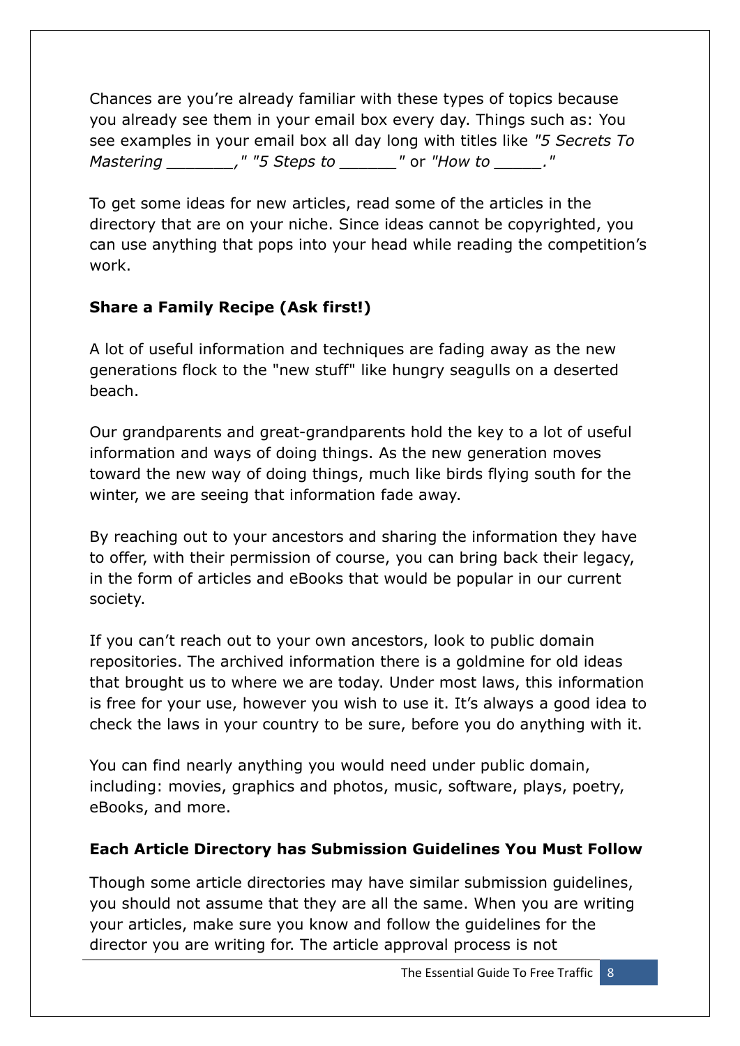Chances are you're already familiar with these types of topics because you already see them in your email box every day. Things such as: You see examples in your email box all day long with titles like *"5 Secrets To Mastering _______," "5 Steps to ______"* or *"How to _____."*

To get some ideas for new articles, read some of the articles in the directory that are on your niche. Since ideas cannot be copyrighted, you can use anything that pops into your head while reading the competition's work.

**Share a Family Recipe (Ask first!)**

A lot of useful information and techniques are fading away as the new generations flock to the "new stuff" like hungry seagulls on a deserted beach.

Our grandparents and great-grandparents hold the key to a lot of useful information and ways of doing things. As the new generation moves toward the new way of doing things, much like birds flying south for the winter, we are seeing that information fade away.

By reaching out to your ancestors and sharing the information they have to offer, with their permission of course, you can bring back their legacy, in the form of articles and eBooks that would be popular in our current society.

If you can't reach out to your own ancestors, look to public domain repositories. The archived information there is a goldmine for old ideas that brought us to where we are today. Under most laws, this information is free for your use, however you wish to use it. It's always a good idea to check the laws in your country to be sure, before you do anything with it.

You can find nearly anything you would need under public domain, including: movies, graphics and photos, music, software, plays, poetry, eBooks, and more.

**Each Article Directory has Submission Guidelines You Must Follow**

Though some article directories may have similar submission guidelines, you should not assume that they are all the same. When you are writing your articles, make sure you know and follow the guidelines for the director you are writing for. The article approval process is not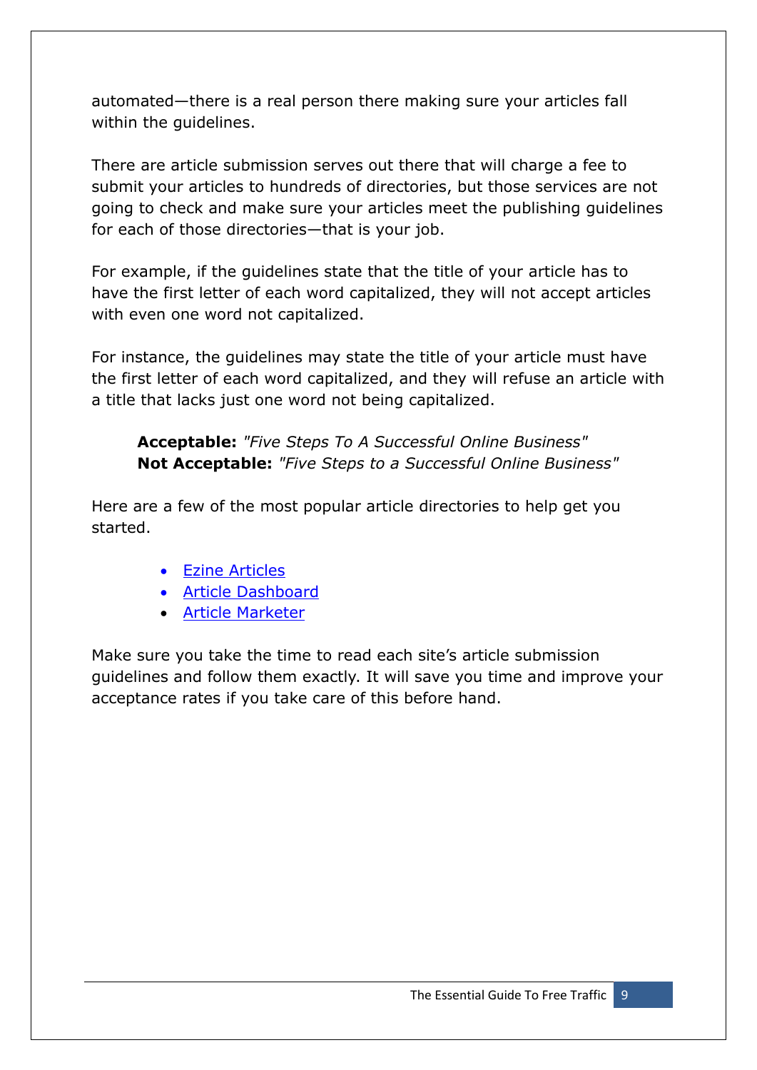automated—there is a real person there making sure your articles fall within the guidelines.

There are article submission serves out there that will charge a fee to submit your articles to hundreds of directories, but those services are not going to check and make sure your articles meet the publishing guidelines for each of those directories—that is your job.

For example, if the guidelines state that the title of your article has to have the first letter of each word capitalized, they will not accept articles with even one word not capitalized.

For instance, the guidelines may state the title of your article must have the first letter of each word capitalized, and they will refuse an article with a title that lacks just one word not being capitalized.

> **Acceptable:** *"Five Steps To A Successful Online Business"*
> **Not Acceptable:** *"Five Steps to a Successful Online Business"*

Here are a few of the most popular article directories to help get you started.

- Ezine Articles
- Article Dashboard
- Article Marketer

Make sure you take the time to read each site's article submission guidelines and follow them exactly. It will save you time and improve your acceptance rates if you take care of this before hand.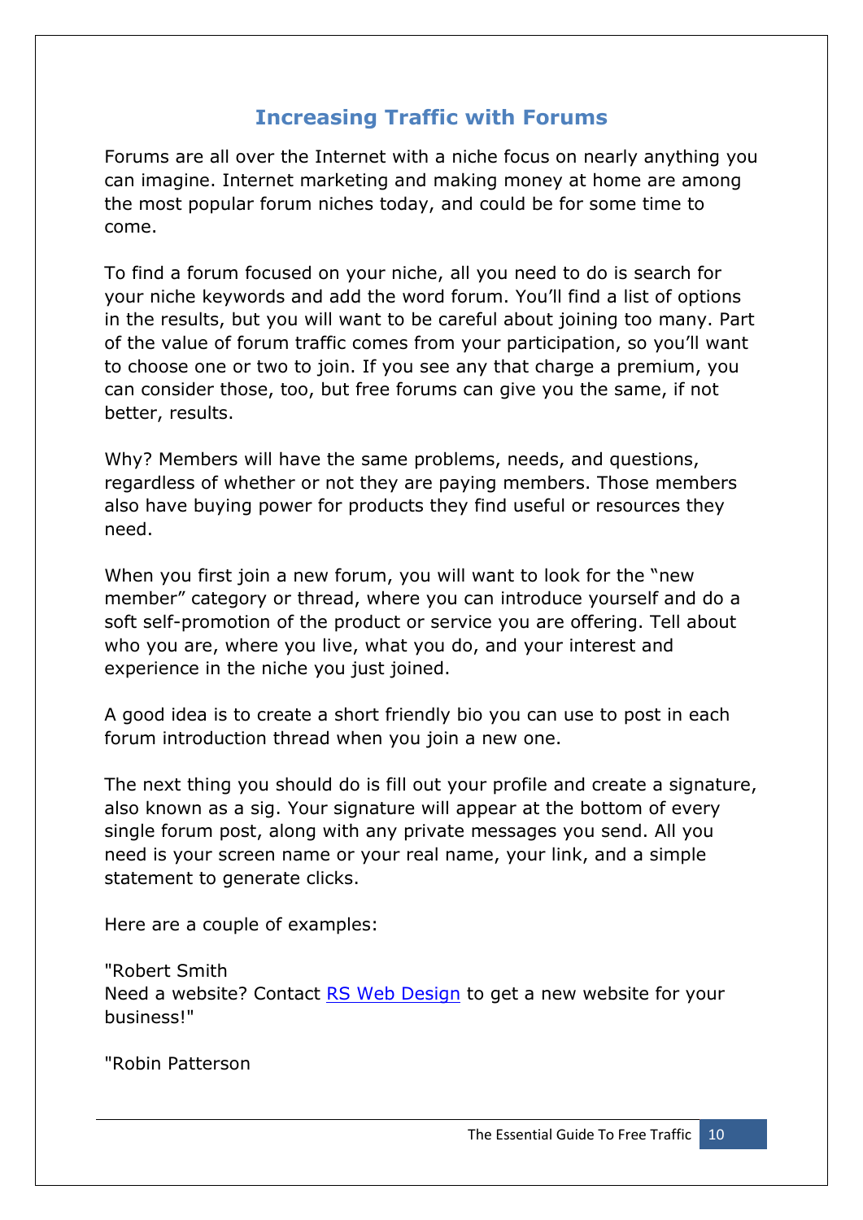## Increasing Traffic with Forums

Forums are all over the Internet with a niche focus on nearly anything you can imagine. Internet marketing and making money at home are among the most popular forum niches today, and could be for some time to come.

To find a forum focused on your niche, all you need to do is search for your niche keywords and add the word forum. You'll find a list of options in the results, but you will want to be careful about joining too many. Part of the value of forum traffic comes from your participation, so you'll want to choose one or two to join. If you see any that charge a premium, you can consider those, too, but free forums can give you the same, if not better, results.

Why? Members will have the same problems, needs, and questions, regardless of whether or not they are paying members. Those members also have buying power for products they find useful or resources they need.

When you first join a new forum, you will want to look for the "new member" category or thread, where you can introduce yourself and do a soft self-promotion of the product or service you are offering. Tell about who you are, where you live, what you do, and your interest and experience in the niche you just joined.

A good idea is to create a short friendly bio you can use to post in each forum introduction thread when you join a new one.

The next thing you should do is fill out your profile and create a signature, also known as a sig. Your signature will appear at the bottom of every single forum post, along with any private messages you send. All you need is your screen name or your real name, your link, and a simple statement to generate clicks.

Here are a couple of examples:

"Robert Smith
Need a website? Contact RS Web Design to get a new website for your business!"

"Robin Patterson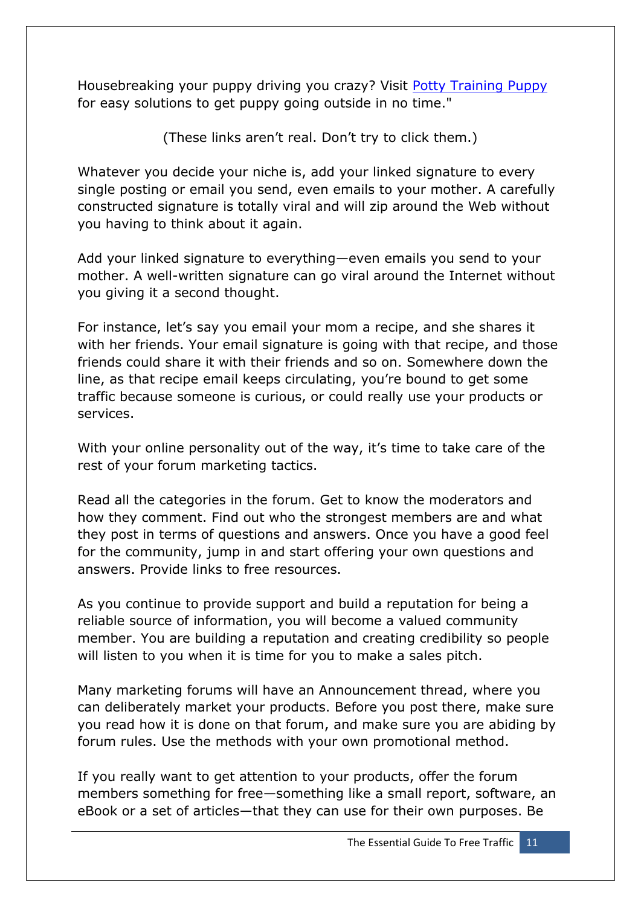Housebreaking your puppy driving you crazy? Visit [Potty Training Puppy](#) for easy solutions to get puppy going outside in no time."

(These links aren't real. Don't try to click them.)

Whatever you decide your niche is, add your linked signature to every single posting or email you send, even emails to your mother. A carefully constructed signature is totally viral and will zip around the Web without you having to think about it again.

Add your linked signature to everything—even emails you send to your mother. A well-written signature can go viral around the Internet without you giving it a second thought.

For instance, let's say you email your mom a recipe, and she shares it with her friends. Your email signature is going with that recipe, and those friends could share it with their friends and so on. Somewhere down the line, as that recipe email keeps circulating, you're bound to get some traffic because someone is curious, or could really use your products or services.

With your online personality out of the way, it's time to take care of the rest of your forum marketing tactics.

Read all the categories in the forum. Get to know the moderators and how they comment. Find out who the strongest members are and what they post in terms of questions and answers. Once you have a good feel for the community, jump in and start offering your own questions and answers. Provide links to free resources.

As you continue to provide support and build a reputation for being a reliable source of information, you will become a valued community member. You are building a reputation and creating credibility so people will listen to you when it is time for you to make a sales pitch.

Many marketing forums will have an Announcement thread, where you can deliberately market your products. Before you post there, make sure you read how it is done on that forum, and make sure you are abiding by forum rules. Use the methods with your own promotional method.

If you really want to get attention to your products, offer the forum members something for free—something like a small report, software, an eBook or a set of articles—that they can use for their own purposes. Be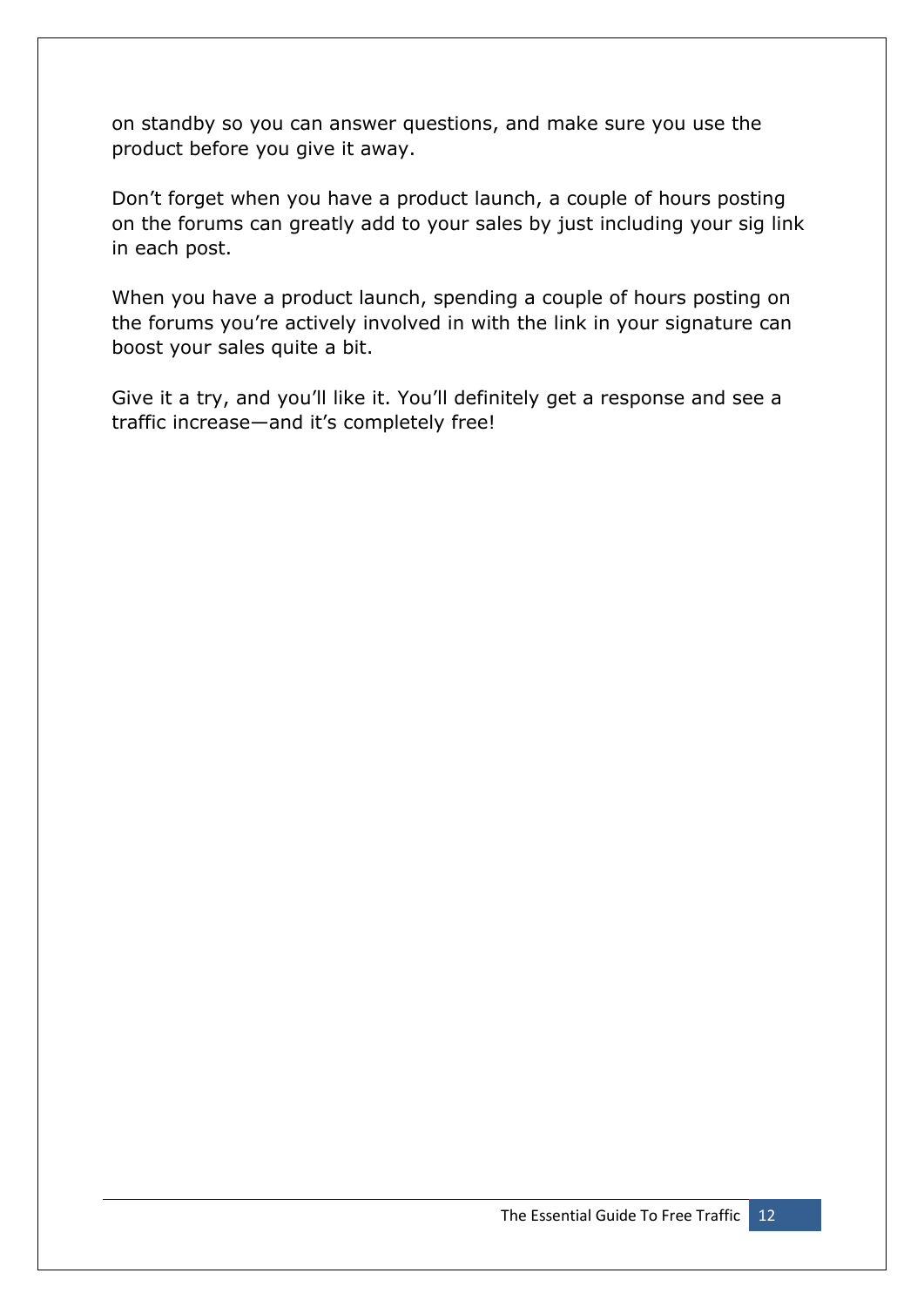on standby so you can answer questions, and make sure you use the product before you give it away.

Don't forget when you have a product launch, a couple of hours posting on the forums can greatly add to your sales by just including your sig link in each post.

When you have a product launch, spending a couple of hours posting on the forums you're actively involved in with the link in your signature can boost your sales quite a bit.

Give it a try, and you'll like it. You'll definitely get a response and see a traffic increase—and it's completely free!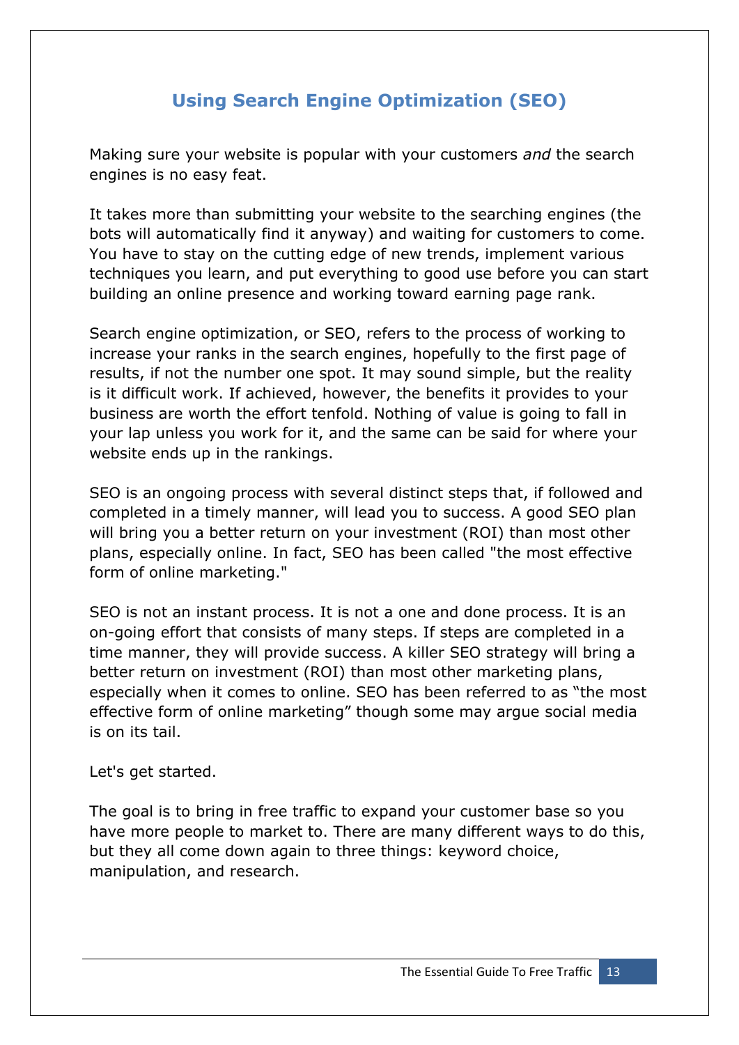# Using Search Engine Optimization (SEO)

Making sure your website is popular with your customers *and* the search engines is no easy feat.

It takes more than submitting your website to the searching engines (the bots will automatically find it anyway) and waiting for customers to come. You have to stay on the cutting edge of new trends, implement various techniques you learn, and put everything to good use before you can start building an online presence and working toward earning page rank.

Search engine optimization, or SEO, refers to the process of working to increase your ranks in the search engines, hopefully to the first page of results, if not the number one spot. It may sound simple, but the reality is it difficult work. If achieved, however, the benefits it provides to your business are worth the effort tenfold. Nothing of value is going to fall in your lap unless you work for it, and the same can be said for where your website ends up in the rankings.

SEO is an ongoing process with several distinct steps that, if followed and completed in a timely manner, will lead you to success. A good SEO plan will bring you a better return on your investment (ROI) than most other plans, especially online. In fact, SEO has been called "the most effective form of online marketing."

SEO is not an instant process. It is not a one and done process. It is an on-going effort that consists of many steps. If steps are completed in a time manner, they will provide success. A killer SEO strategy will bring a better return on investment (ROI) than most other marketing plans, especially when it comes to online. SEO has been referred to as "the most effective form of online marketing" though some may argue social media is on its tail.

Let's get started.

The goal is to bring in free traffic to expand your customer base so you have more people to market to. There are many different ways to do this, but they all come down again to three things: keyword choice, manipulation, and research.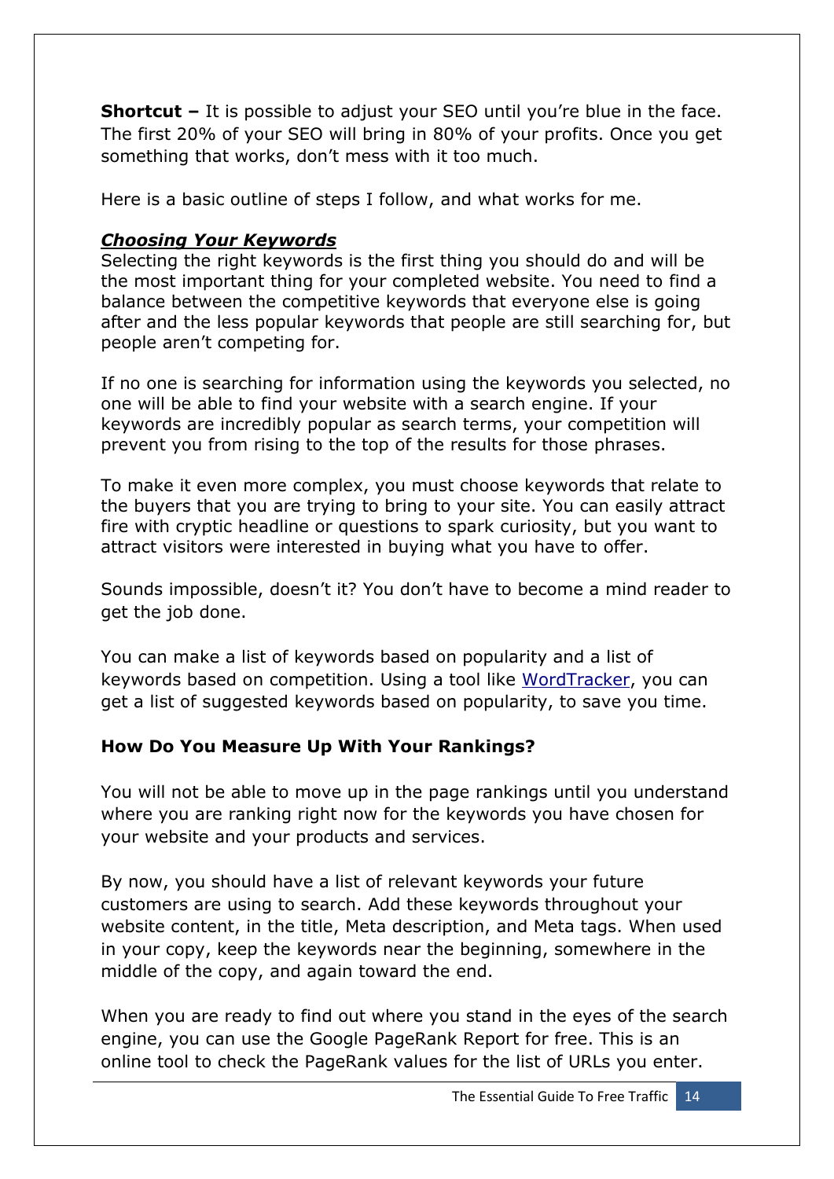**Shortcut –** It is possible to adjust your SEO until you're blue in the face. The first 20% of your SEO will bring in 80% of your profits. Once you get something that works, don't mess with it too much.

Here is a basic outline of steps I follow, and what works for me.

***Choosing Your Keywords***

Selecting the right keywords is the first thing you should do and will be the most important thing for your completed website. You need to find a balance between the competitive keywords that everyone else is going after and the less popular keywords that people are still searching for, but people aren't competing for.

If no one is searching for information using the keywords you selected, no one will be able to find your website with a search engine. If your keywords are incredibly popular as search terms, your competition will prevent you from rising to the top of the results for those phrases.

To make it even more complex, you must choose keywords that relate to the buyers that you are trying to bring to your site. You can easily attract fire with cryptic headline or questions to spark curiosity, but you want to attract visitors were interested in buying what you have to offer.

Sounds impossible, doesn't it? You don't have to become a mind reader to get the job done.

You can make a list of keywords based on popularity and a list of keywords based on competition. Using a tool like WordTracker, you can get a list of suggested keywords based on popularity, to save you time.

**How Do You Measure Up With Your Rankings?**

You will not be able to move up in the page rankings until you understand where you are ranking right now for the keywords you have chosen for your website and your products and services.

By now, you should have a list of relevant keywords your future customers are using to search. Add these keywords throughout your website content, in the title, Meta description, and Meta tags. When used in your copy, keep the keywords near the beginning, somewhere in the middle of the copy, and again toward the end.

When you are ready to find out where you stand in the eyes of the search engine, you can use the Google PageRank Report for free. This is an online tool to check the PageRank values for the list of URLs you enter.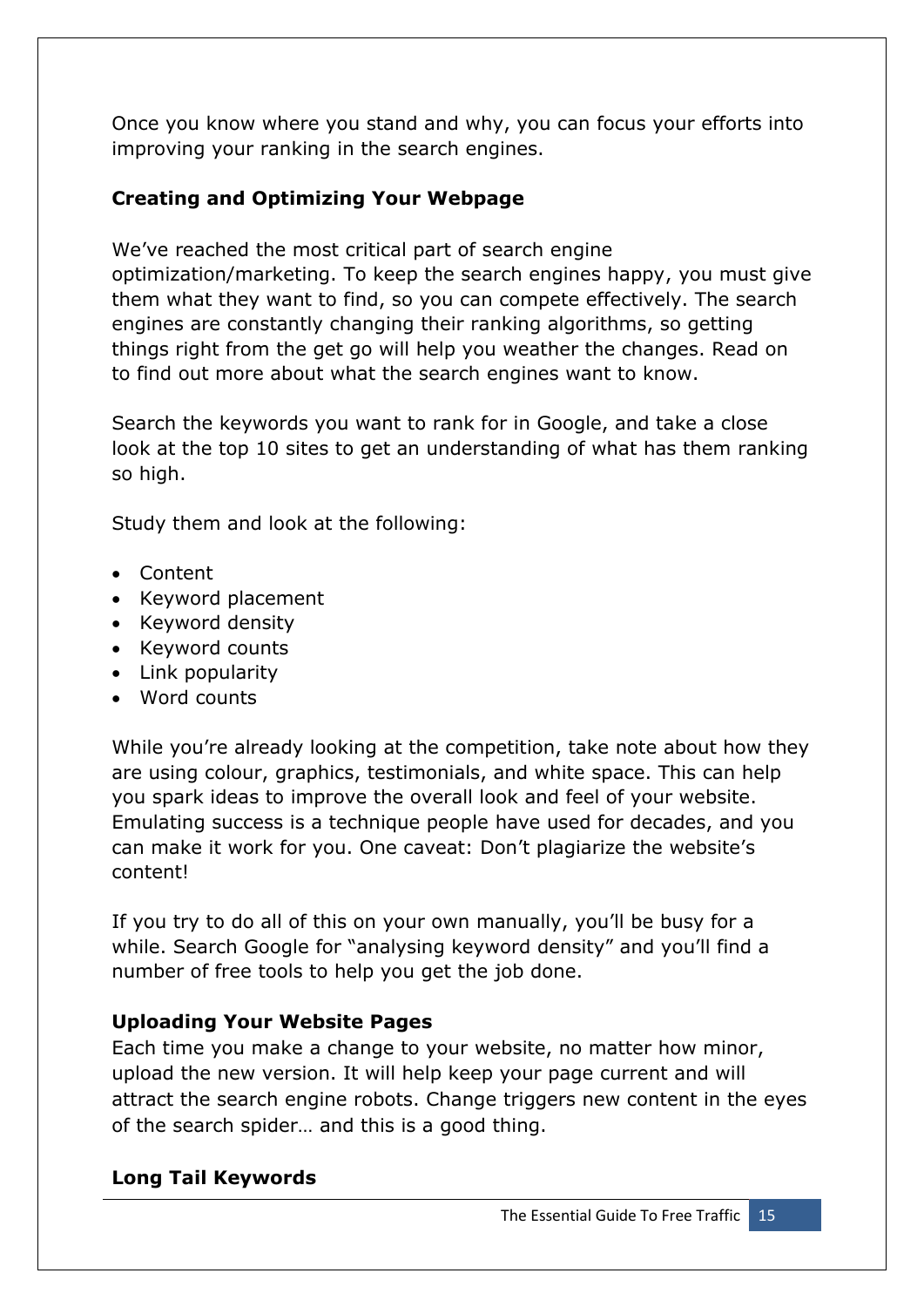Once you know where you stand and why, you can focus your efforts into improving your ranking in the search engines.

### Creating and Optimizing Your Webpage

We've reached the most critical part of search engine optimization/marketing. To keep the search engines happy, you must give them what they want to find, so you can compete effectively. The search engines are constantly changing their ranking algorithms, so getting things right from the get go will help you weather the changes. Read on to find out more about what the search engines want to know.

Search the keywords you want to rank for in Google, and take a close look at the top 10 sites to get an understanding of what has them ranking so high.

Study them and look at the following:

- Content
- Keyword placement
- Keyword density
- Keyword counts
- Link popularity
- Word counts

While you're already looking at the competition, take note about how they are using colour, graphics, testimonials, and white space. This can help you spark ideas to improve the overall look and feel of your website. Emulating success is a technique people have used for decades, and you can make it work for you. One caveat: Don't plagiarize the website's content!

If you try to do all of this on your own manually, you'll be busy for a while. Search Google for "analysing keyword density" and you'll find a number of free tools to help you get the job done.

### Uploading Your Website Pages

Each time you make a change to your website, no matter how minor, upload the new version. It will help keep your page current and will attract the search engine robots. Change triggers new content in the eyes of the search spider… and this is a good thing.

### Long Tail Keywords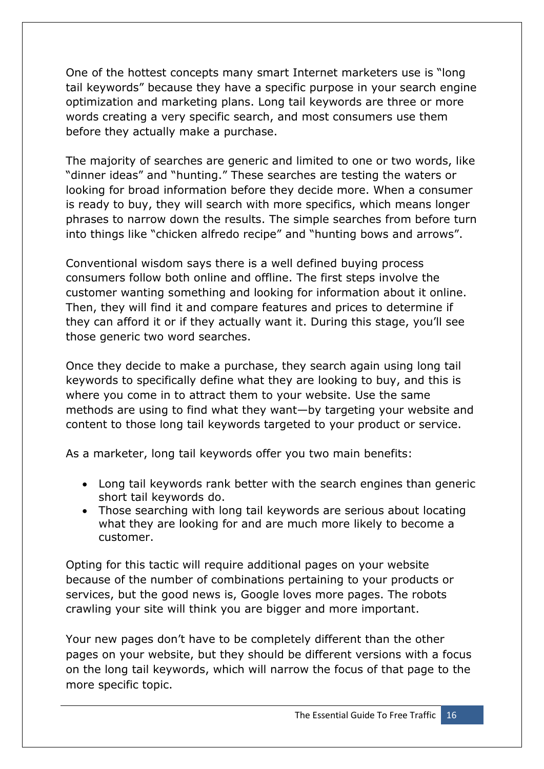One of the hottest concepts many smart Internet marketers use is "long tail keywords" because they have a specific purpose in your search engine optimization and marketing plans. Long tail keywords are three or more words creating a very specific search, and most consumers use them before they actually make a purchase.

The majority of searches are generic and limited to one or two words, like "dinner ideas" and "hunting." These searches are testing the waters or looking for broad information before they decide more. When a consumer is ready to buy, they will search with more specifics, which means longer phrases to narrow down the results. The simple searches from before turn into things like "chicken alfredo recipe" and "hunting bows and arrows".

Conventional wisdom says there is a well defined buying process consumers follow both online and offline. The first steps involve the customer wanting something and looking for information about it online. Then, they will find it and compare features and prices to determine if they can afford it or if they actually want it. During this stage, you'll see those generic two word searches.

Once they decide to make a purchase, they search again using long tail keywords to specifically define what they are looking to buy, and this is where you come in to attract them to your website. Use the same methods are using to find what they want—by targeting your website and content to those long tail keywords targeted to your product or service.

As a marketer, long tail keywords offer you two main benefits:

- Long tail keywords rank better with the search engines than generic short tail keywords do.
- Those searching with long tail keywords are serious about locating what they are looking for and are much more likely to become a customer.

Opting for this tactic will require additional pages on your website because of the number of combinations pertaining to your products or services, but the good news is, Google loves more pages. The robots crawling your site will think you are bigger and more important.

Your new pages don't have to be completely different than the other pages on your website, but they should be different versions with a focus on the long tail keywords, which will narrow the focus of that page to the more specific topic.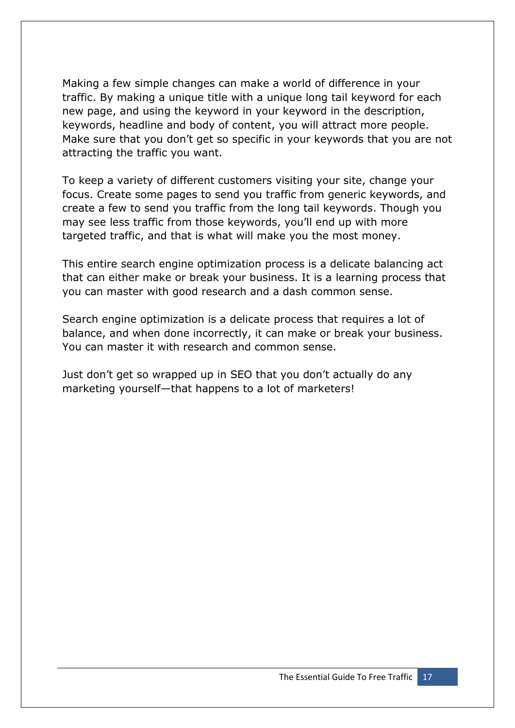Making a few simple changes can make a world of difference in your traffic. By making a unique title with a unique long tail keyword for each new page, and using the keyword in your keyword in the description, keywords, headline and body of content, you will attract more people. Make sure that you don't get so specific in your keywords that you are not attracting the traffic you want.

To keep a variety of different customers visiting your site, change your focus. Create some pages to send you traffic from generic keywords, and create a few to send you traffic from the long tail keywords. Though you may see less traffic from those keywords, you'll end up with more targeted traffic, and that is what will make you the most money.

This entire search engine optimization process is a delicate balancing act that can either make or break your business. It is a learning process that you can master with good research and a dash common sense.

Search engine optimization is a delicate process that requires a lot of balance, and when done incorrectly, it can make or break your business. You can master it with research and common sense.

Just don't get so wrapped up in SEO that you don't actually do any marketing yourself—that happens to a lot of marketers!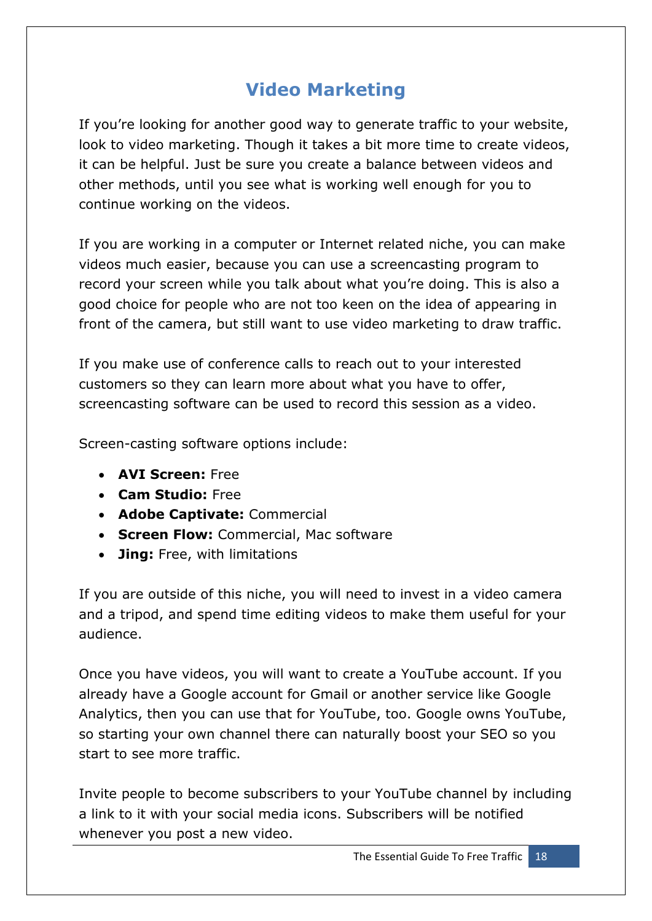# Video Marketing

If you're looking for another good way to generate traffic to your website, look to video marketing. Though it takes a bit more time to create videos, it can be helpful. Just be sure you create a balance between videos and other methods, until you see what is working well enough for you to continue working on the videos.

If you are working in a computer or Internet related niche, you can make videos much easier, because you can use a screencasting program to record your screen while you talk about what you're doing. This is also a good choice for people who are not too keen on the idea of appearing in front of the camera, but still want to use video marketing to draw traffic.

If you make use of conference calls to reach out to your interested customers so they can learn more about what you have to offer, screencasting software can be used to record this session as a video.

Screen-casting software options include:

- **AVI Screen:** Free
- **Cam Studio:** Free
- **Adobe Captivate:** Commercial
- **Screen Flow:** Commercial, Mac software
- **Jing:** Free, with limitations

If you are outside of this niche, you will need to invest in a video camera and a tripod, and spend time editing videos to make them useful for your audience.

Once you have videos, you will want to create a YouTube account. If you already have a Google account for Gmail or another service like Google Analytics, then you can use that for YouTube, too. Google owns YouTube, so starting your own channel there can naturally boost your SEO so you start to see more traffic.

Invite people to become subscribers to your YouTube channel by including a link to it with your social media icons. Subscribers will be notified whenever you post a new video.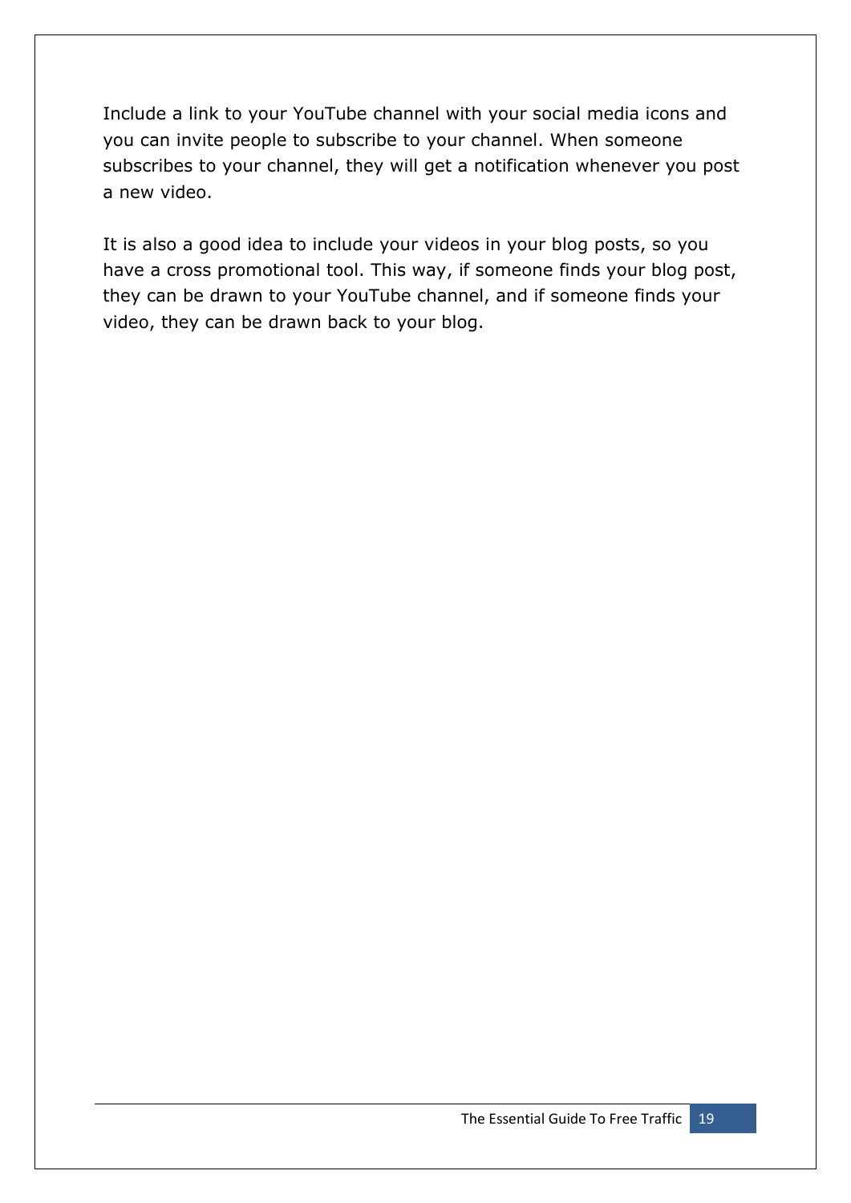Include a link to your YouTube channel with your social media icons and you can invite people to subscribe to your channel. When someone subscribes to your channel, they will get a notification whenever you post a new video.

It is also a good idea to include your videos in your blog posts, so you have a cross promotional tool. This way, if someone finds your blog post, they can be drawn to your YouTube channel, and if someone finds your video, they can be drawn back to your blog.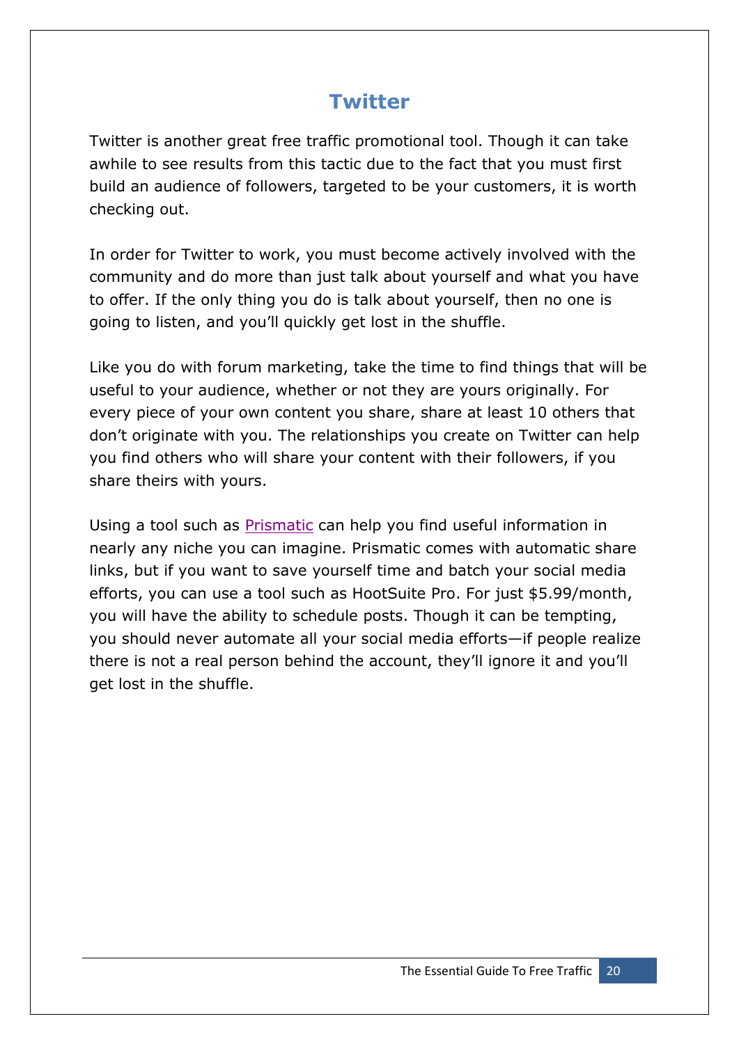# Twitter

Twitter is another great free traffic promotional tool. Though it can take awhile to see results from this tactic due to the fact that you must first build an audience of followers, targeted to be your customers, it is worth checking out.

In order for Twitter to work, you must become actively involved with the community and do more than just talk about yourself and what you have to offer. If the only thing you do is talk about yourself, then no one is going to listen, and you'll quickly get lost in the shuffle.

Like you do with forum marketing, take the time to find things that will be useful to your audience, whether or not they are yours originally. For every piece of your own content you share, share at least 10 others that don't originate with you. The relationships you create on Twitter can help you find others who will share your content with their followers, if you share theirs with yours.

Using a tool such as Prismatic can help you find useful information in nearly any niche you can imagine. Prismatic comes with automatic share links, but if you want to save yourself time and batch your social media efforts, you can use a tool such as HootSuite Pro. For just $5.99/month, you will have the ability to schedule posts. Though it can be tempting, you should never automate all your social media efforts—if people realize there is not a real person behind the account, they'll ignore it and you'll get lost in the shuffle.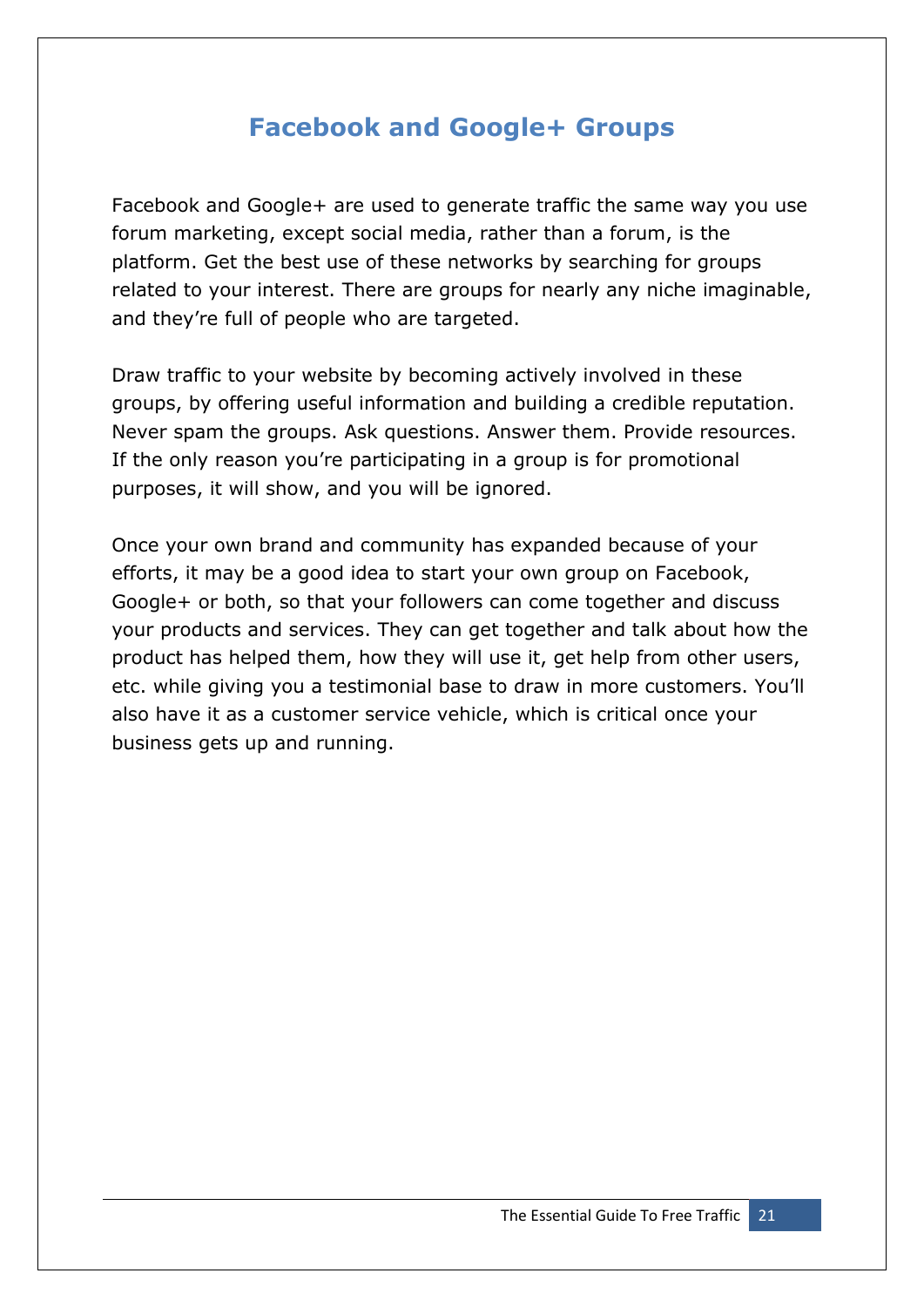# Facebook and Google+ Groups

Facebook and Google+ are used to generate traffic the same way you use forum marketing, except social media, rather than a forum, is the platform. Get the best use of these networks by searching for groups related to your interest. There are groups for nearly any niche imaginable, and they're full of people who are targeted.

Draw traffic to your website by becoming actively involved in these groups, by offering useful information and building a credible reputation. Never spam the groups. Ask questions. Answer them. Provide resources. If the only reason you're participating in a group is for promotional purposes, it will show, and you will be ignored.

Once your own brand and community has expanded because of your efforts, it may be a good idea to start your own group on Facebook, Google+ or both, so that your followers can come together and discuss your products and services. They can get together and talk about how the product has helped them, how they will use it, get help from other users, etc. while giving you a testimonial base to draw in more customers. You'll also have it as a customer service vehicle, which is critical once your business gets up and running.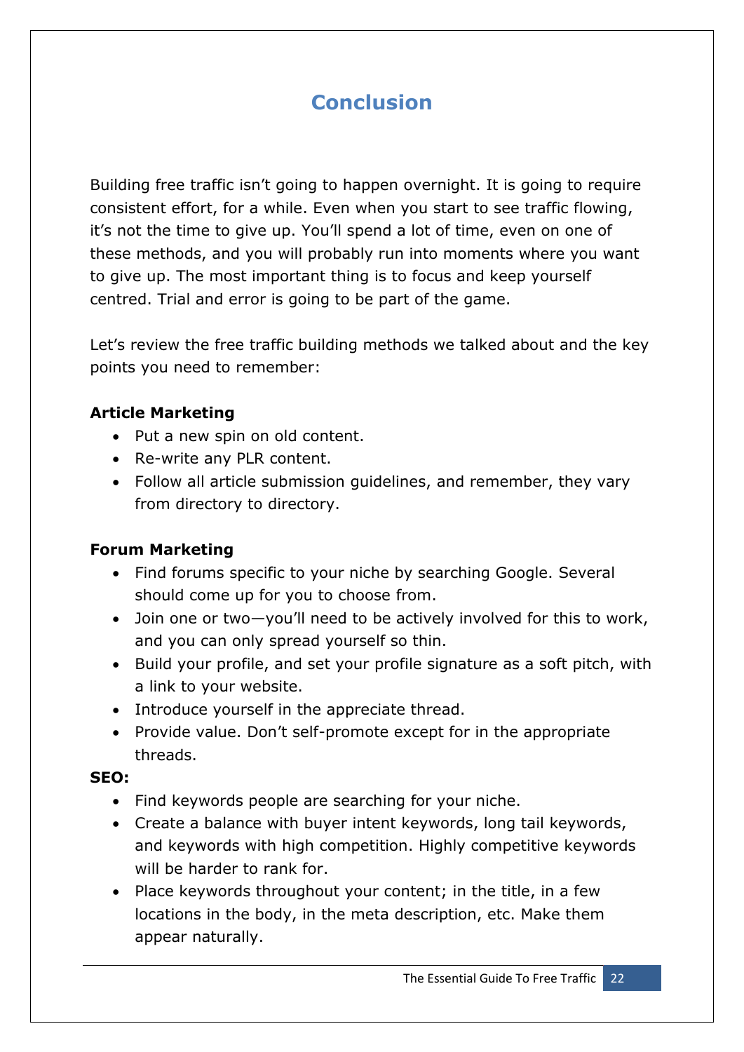# Conclusion

Building free traffic isn't going to happen overnight. It is going to require consistent effort, for a while. Even when you start to see traffic flowing, it's not the time to give up. You'll spend a lot of time, even on one of these methods, and you will probably run into moments where you want to give up. The most important thing is to focus and keep yourself centred. Trial and error is going to be part of the game.

Let's review the free traffic building methods we talked about and the key points you need to remember:

**Article Marketing**

- Put a new spin on old content.
- Re-write any PLR content.
- Follow all article submission guidelines, and remember, they vary from directory to directory.

**Forum Marketing**

- Find forums specific to your niche by searching Google. Several should come up for you to choose from.
- Join one or two—you'll need to be actively involved for this to work, and you can only spread yourself so thin.
- Build your profile, and set your profile signature as a soft pitch, with a link to your website.
- Introduce yourself in the appreciate thread.
- Provide value. Don't self-promote except for in the appropriate threads.

**SEO:**

- Find keywords people are searching for your niche.
- Create a balance with buyer intent keywords, long tail keywords, and keywords with high competition. Highly competitive keywords will be harder to rank for.
- Place keywords throughout your content; in the title, in a few locations in the body, in the meta description, etc. Make them appear naturally.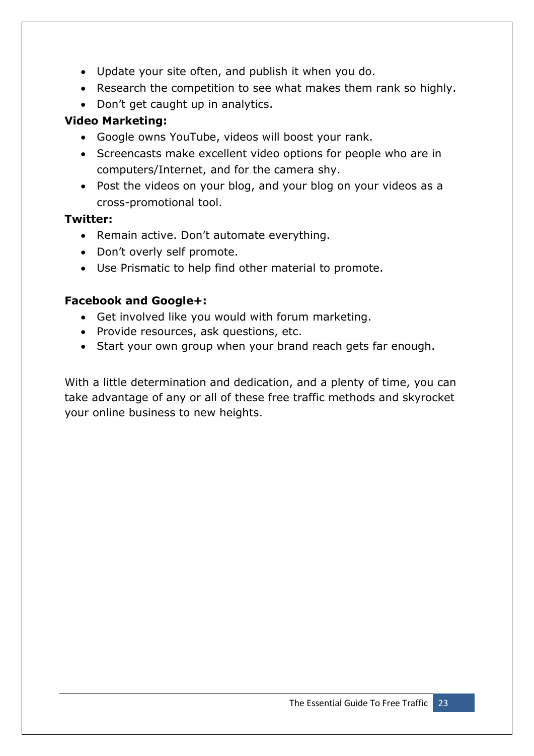- Update your site often, and publish it when you do.
- Research the competition to see what makes them rank so highly.
- Don't get caught up in analytics.

**Video Marketing:**

- Google owns YouTube, videos will boost your rank.
- Screencasts make excellent video options for people who are in computers/Internet, and for the camera shy.
- Post the videos on your blog, and your blog on your videos as a cross-promotional tool.

**Twitter:**

- Remain active. Don't automate everything.
- Don't overly self promote.
- Use Prismatic to help find other material to promote.

**Facebook and Google+:**

- Get involved like you would with forum marketing.
- Provide resources, ask questions, etc.
- Start your own group when your brand reach gets far enough.

With a little determination and dedication, and a plenty of time, you can take advantage of any or all of these free traffic methods and skyrocket your online business to new heights.